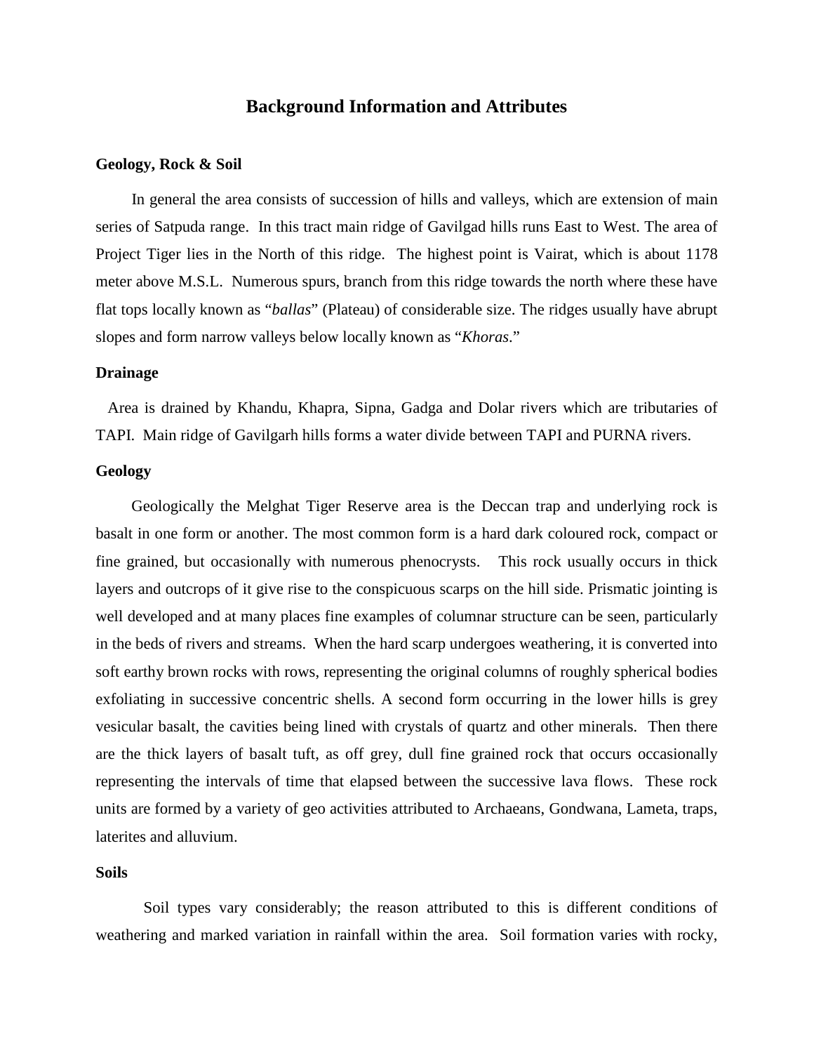# Background Information and Attributes

## Geology, Rock & Soil

In general the area consists of succession of hills and valleys, which are extension of main series of Satpuda range. In this tract main ridge of Gavilgad hills runs East to West. The area of Project Tiger lies in the North of this ridge. The highest point is Vairat, which is about 1178 meter above M.S.L. Numerous spurs, branch from this ridge towards the north where these have flat tops locally known as "*ballas*" (Plateau) of considerable size. The ridges usually have abrupt slopes and form narrow valleys below locally known as "*Khoras*."

## Drainage

Area is drained by Khandu, Khapra, Sipna, Gadga and Dolar rivers which are tributaries of TAPI. Main ridge of Gavilgarh hills forms a water divide between TAPI and PURNA rivers.

## Geology

Geologically the Melghat Tiger Reserve area is the Deccan trap and underlying rock is basalt in one form or another. The most common form is a hard dark coloured rock, compact or fine grained, but occasionally with numerous phenocrysts. This rock usually occurs in thick layers and outcrops of it give rise to the conspicuous scarps on the hill side. Prismatic jointing is well developed and at many places fine examples of columnar structure can be seen, particularly in the beds of rivers and streams. When the hard scarp undergoes weathering, it is converted into soft earthy brown rocks with rows, representing the original columns of roughly spherical bodies exfoliating in successive concentric shells. A second form occurring in the lower hills is grey vesicular basalt, the cavities being lined with crystals of quartz and other minerals. Then there are the thick layers of basalt tuft, as off grey, dull fine grained rock that occurs occasionally representing the intervals of time that elapsed between the successive lava flows. These rock units are formed by a variety of geo activities attributed to Archaeans, Gondwana, Lameta, traps, laterites and alluvium.

## Soils

Soil types vary considerably; the reason attributed to this is different conditions of weathering and marked variation in rainfall within the area. Soil formation varies with rocky,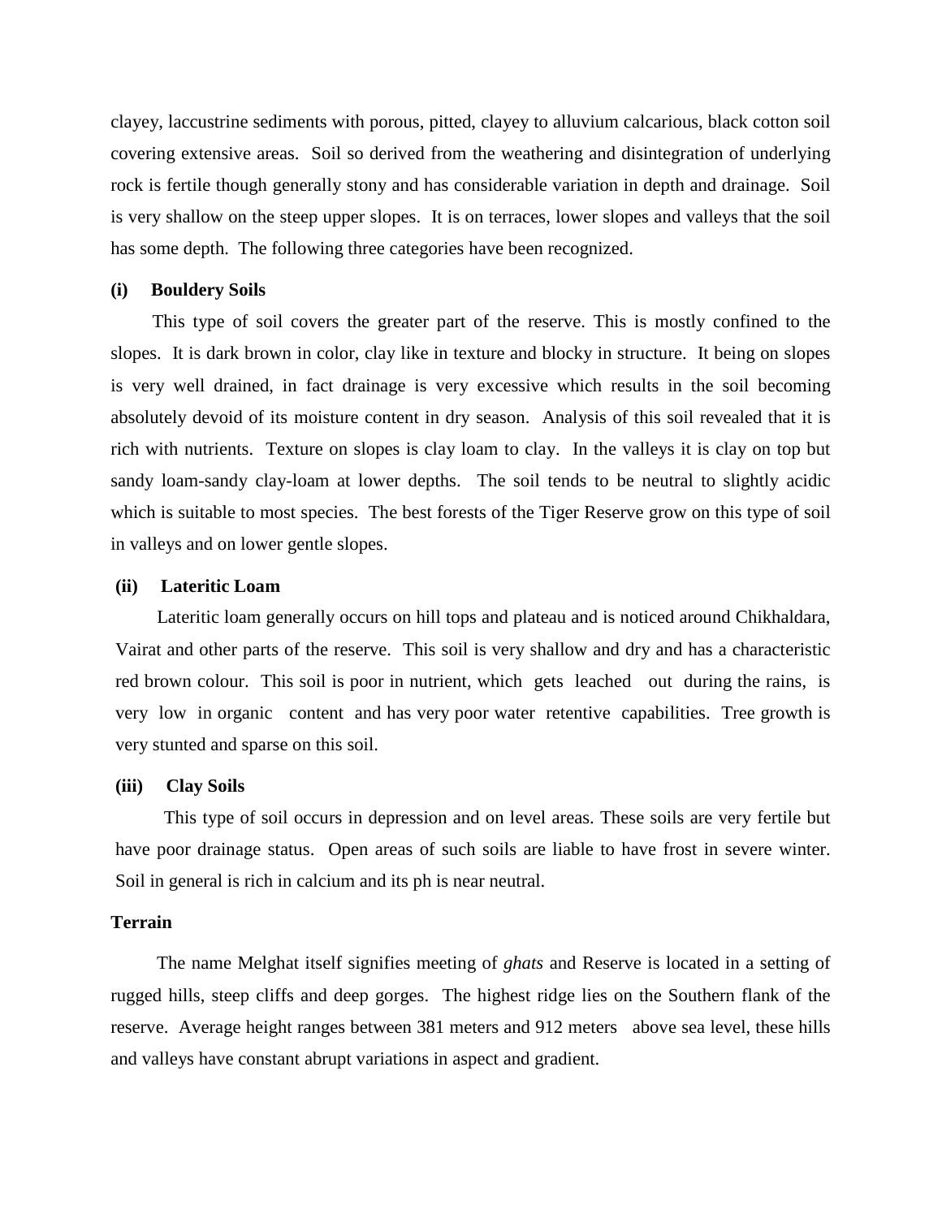clayey, laccustrine sediments with porous, pitted, clayey to alluvium calcarious, black cotton soil covering extensive areas. Soil so derived from the weathering and disintegration of underlying rock is fertile though generally stony and has considerable variation in depth and drainage. Soil is very shallow on the steep upper slopes. It is on terraces, lower slopes and valleys that the soil has some depth. The following three categories have been recognized.

**(i) Bouldery Soils**

This type of soil covers the greater part of the reserve. This is mostly confined to the slopes. It is dark brown in color, clay like in texture and blocky in structure. It being on slopes is very well drained, in fact drainage is very excessive which results in the soil becoming absolutely devoid of its moisture content in dry season. Analysis of this soil revealed that it is rich with nutrients. Texture on slopes is clay loam to clay. In the valleys it is clay on top but sandy loam-sandy clay-loam at lower depths. The soil tends to be neutral to slightly acidic which is suitable to most species. The best forests of the Tiger Reserve grow on this type of soil in valleys and on lower gentle slopes.

**(ii) Lateritic Loam**

Lateritic loam generally occurs on hill tops and plateau and is noticed around Chikhaldara, Vairat and other parts of the reserve. This soil is very shallow and dry and has a characteristic red brown colour. This soil is poor in nutrient, which gets leached out during the rains, is very low in organic content and has very poor water retentive capabilities. Tree growth is very stunted and sparse on this soil.

**(iii) Clay Soils**

This type of soil occurs in depression and on level areas. These soils are very fertile but have poor drainage status. Open areas of such soils are liable to have frost in severe winter. Soil in general is rich in calcium and its ph is near neutral.

**Terrain**

The name Melghat itself signifies meeting of *ghats* and Reserve is located in a setting of rugged hills, steep cliffs and deep gorges. The highest ridge lies on the Southern flank of the reserve. Average height ranges between 381 meters and 912 meters above sea level, these hills and valleys have constant abrupt variations in aspect and gradient.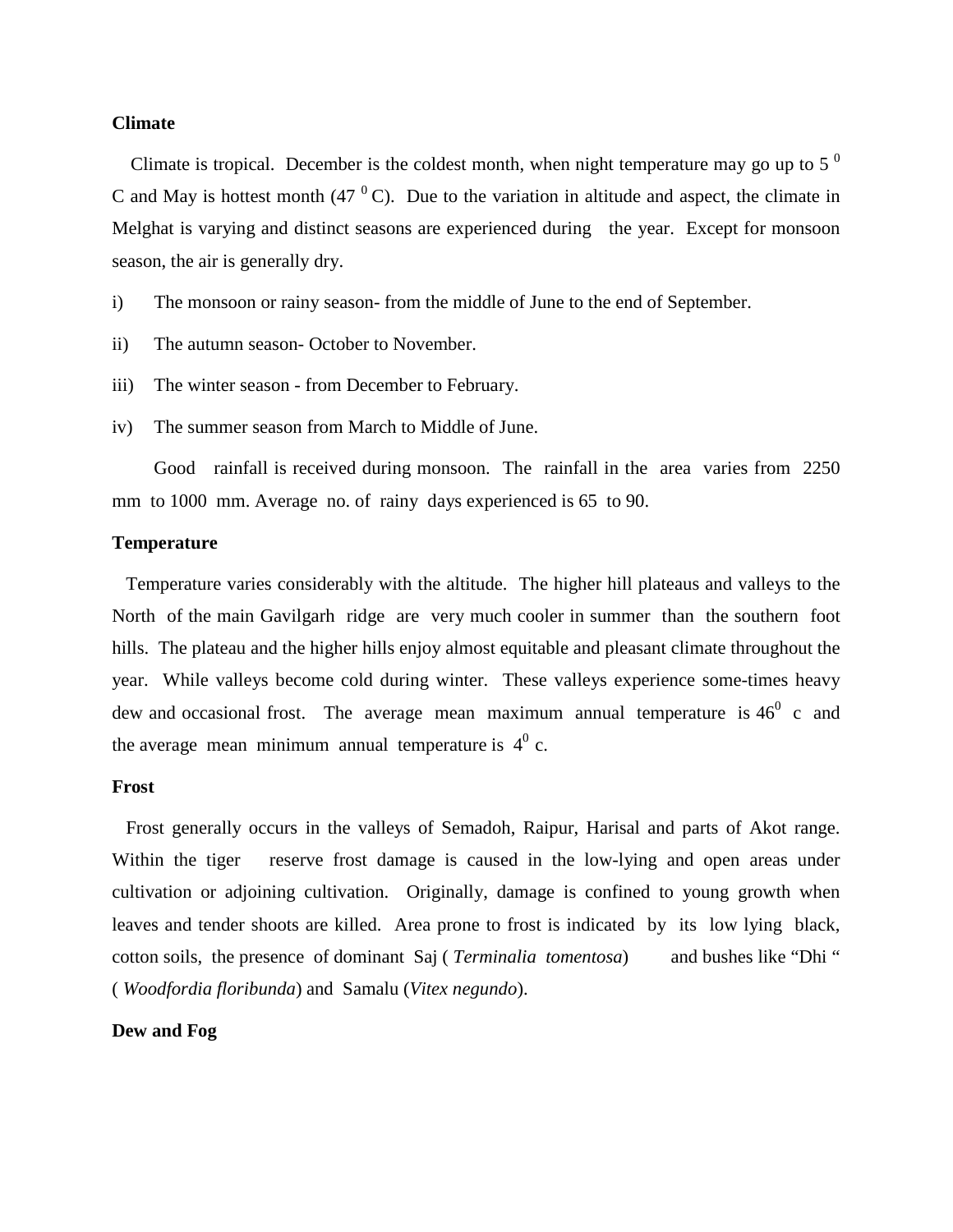**Climate**

Climate is tropical. December is the coldest month, when night temperature may go up to 5 $^0$ C and May is hottest month (47 $^0$ C). Due to the variation in altitude and aspect, the climate in Melghat is varying and distinct seasons are experienced during the year. Except for monsoon season, the air is generally dry.

i) The monsoon or rainy season- from the middle of June to the end of September.

ii) The autumn season- October to November.

iii) The winter season - from December to February.

iv) The summer season from March to Middle of June.

Good rainfall is received during monsoon. The rainfall in the area varies from 2250 mm to 1000 mm. Average no. of rainy days experienced is 65 to 90.

**Temperature**

Temperature varies considerably with the altitude. The higher hill plateaus and valleys to the North of the main Gavilgarh ridge are very much cooler in summer than the southern foot hills. The plateau and the higher hills enjoy almost equitable and pleasant climate throughout the year. While valleys become cold during winter. These valleys experience some-times heavy dew and occasional frost. The average mean maximum annual temperature is 46$^0$ c and the average mean minimum annual temperature is 4$^0$ c.

**Frost**

Frost generally occurs in the valleys of Semadoh, Raipur, Harisal and parts of Akot range. Within the tiger reserve frost damage is caused in the low-lying and open areas under cultivation or adjoining cultivation. Originally, damage is confined to young growth when leaves and tender shoots are killed. Area prone to frost is indicated by its low lying black, cotton soils, the presence of dominant Saj ( *Terminalia tomentosa*) and bushes like "Dhi " ( *Woodfordia floribunda*) and Samalu (*Vitex negundo*).

**Dew and Fog**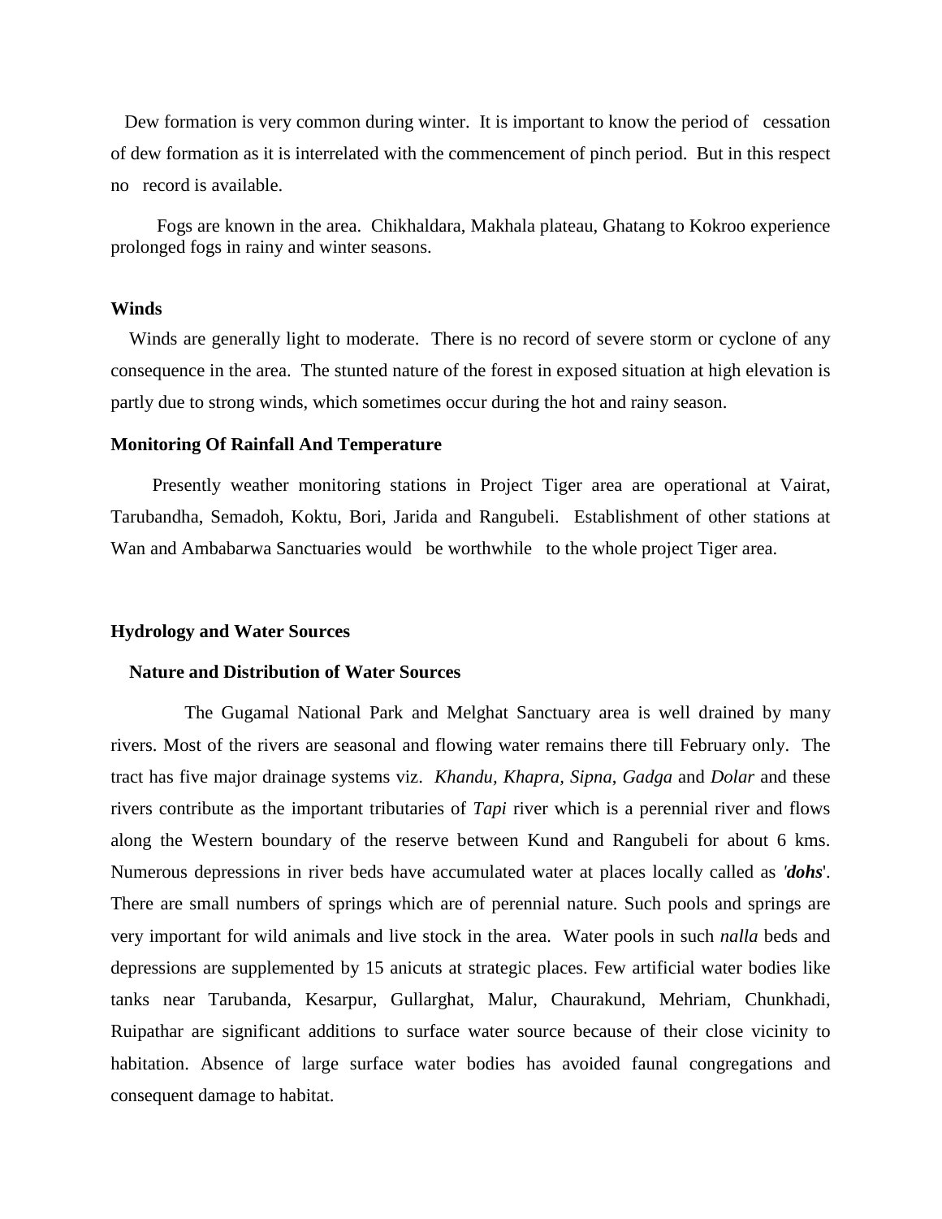Dew formation is very common during winter. It is important to know the period of cessation of dew formation as it is interrelated with the commencement of pinch period. But in this respect no record is available.

Fogs are known in the area. Chikhaldara, Makhala plateau, Ghatang to Kokroo experience prolonged fogs in rainy and winter seasons.

**Winds**

Winds are generally light to moderate. There is no record of severe storm or cyclone of any consequence in the area. The stunted nature of the forest in exposed situation at high elevation is partly due to strong winds, which sometimes occur during the hot and rainy season.

**Monitoring Of Rainfall And Temperature**

Presently weather monitoring stations in Project Tiger area are operational at Vairat, Tarubandha, Semadoh, Koktu, Bori, Jarida and Rangubeli. Establishment of other stations at Wan and Ambabarwa Sanctuaries would be worthwhile to the whole project Tiger area.

**Hydrology and Water Sources**

**Nature and Distribution of Water Sources**

The Gugamal National Park and Melghat Sanctuary area is well drained by many rivers. Most of the rivers are seasonal and flowing water remains there till February only. The tract has five major drainage systems viz. *Khandu, Khapra, Sipna, Gadga* and *Dolar* and these rivers contribute as the important tributaries of *Tapi* river which is a perennial river and flows along the Western boundary of the reserve between Kund and Rangubeli for about 6 kms. Numerous depressions in river beds have accumulated water at places locally called as '***dohs***'. There are small numbers of springs which are of perennial nature. Such pools and springs are very important for wild animals and live stock in the area. Water pools in such *nalla* beds and depressions are supplemented by 15 anicuts at strategic places. Few artificial water bodies like tanks near Tarubanda, Kesarpur, Gullarghat, Malur, Chaurakund, Mehriam, Chunkhadi, Ruipathar are significant additions to surface water source because of their close vicinity to habitation. Absence of large surface water bodies has avoided faunal congregations and consequent damage to habitat.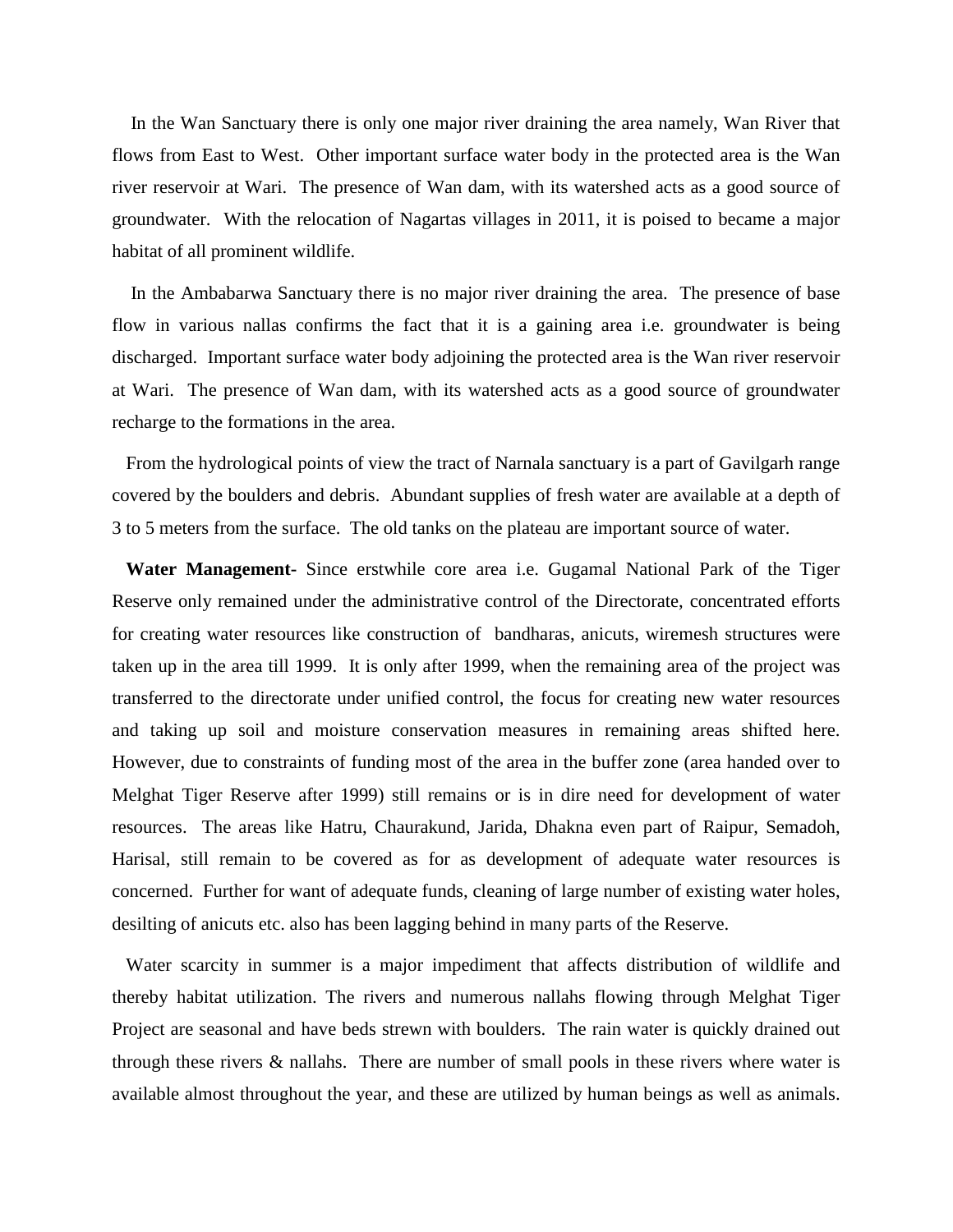In the Wan Sanctuary there is only one major river draining the area namely, Wan River that flows from East to West. Other important surface water body in the protected area is the Wan river reservoir at Wari. The presence of Wan dam, with its watershed acts as a good source of groundwater. With the relocation of Nagartas villages in 2011, it is poised to became a major habitat of all prominent wildlife.

In the Ambabarwa Sanctuary there is no major river draining the area. The presence of base flow in various nallas confirms the fact that it is a gaining area i.e. groundwater is being discharged. Important surface water body adjoining the protected area is the Wan river reservoir at Wari. The presence of Wan dam, with its watershed acts as a good source of groundwater recharge to the formations in the area.

From the hydrological points of view the tract of Narnala sanctuary is a part of Gavilgarh range covered by the boulders and debris. Abundant supplies of fresh water are available at a depth of 3 to 5 meters from the surface. The old tanks on the plateau are important source of water.

**Water Management-** Since erstwhile core area i.e. Gugamal National Park of the Tiger Reserve only remained under the administrative control of the Directorate, concentrated efforts for creating water resources like construction of bandharas, anicuts, wiremesh structures were taken up in the area till 1999. It is only after 1999, when the remaining area of the project was transferred to the directorate under unified control, the focus for creating new water resources and taking up soil and moisture conservation measures in remaining areas shifted here. However, due to constraints of funding most of the area in the buffer zone (area handed over to Melghat Tiger Reserve after 1999) still remains or is in dire need for development of water resources. The areas like Hatru, Chaurakund, Jarida, Dhakna even part of Raipur, Semadoh, Harisal, still remain to be covered as for as development of adequate water resources is concerned. Further for want of adequate funds, cleaning of large number of existing water holes, desilting of anicuts etc. also has been lagging behind in many parts of the Reserve.

Water scarcity in summer is a major impediment that affects distribution of wildlife and thereby habitat utilization. The rivers and numerous nallahs flowing through Melghat Tiger Project are seasonal and have beds strewn with boulders. The rain water is quickly drained out through these rivers & nallahs. There are number of small pools in these rivers where water is available almost throughout the year, and these are utilized by human beings as well as animals.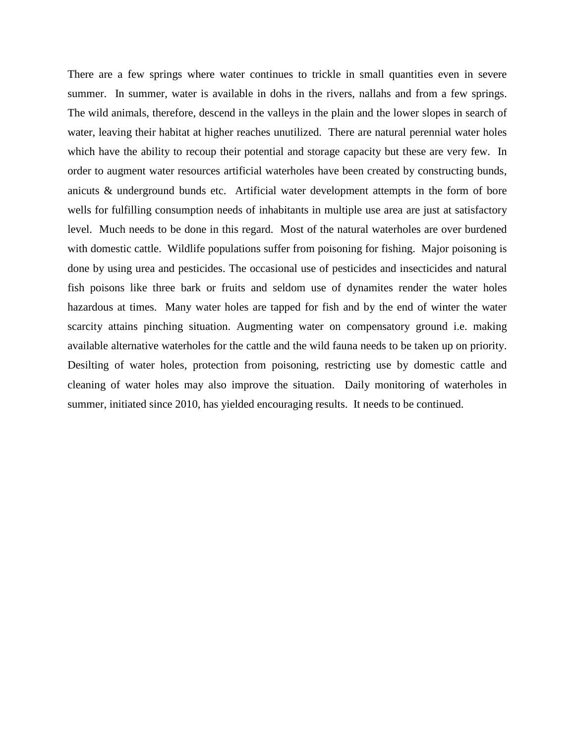There are a few springs where water continues to trickle in small quantities even in severe summer. In summer, water is available in dohs in the rivers, nallahs and from a few springs. The wild animals, therefore, descend in the valleys in the plain and the lower slopes in search of water, leaving their habitat at higher reaches unutilized. There are natural perennial water holes which have the ability to recoup their potential and storage capacity but these are very few. In order to augment water resources artificial waterholes have been created by constructing bunds, anicuts & underground bunds etc. Artificial water development attempts in the form of bore wells for fulfilling consumption needs of inhabitants in multiple use area are just at satisfactory level. Much needs to be done in this regard. Most of the natural waterholes are over burdened with domestic cattle. Wildlife populations suffer from poisoning for fishing. Major poisoning is done by using urea and pesticides. The occasional use of pesticides and insecticides and natural fish poisons like three bark or fruits and seldom use of dynamites render the water holes hazardous at times. Many water holes are tapped for fish and by the end of winter the water scarcity attains pinching situation. Augmenting water on compensatory ground i.e. making available alternative waterholes for the cattle and the wild fauna needs to be taken up on priority. Desilting of water holes, protection from poisoning, restricting use by domestic cattle and cleaning of water holes may also improve the situation. Daily monitoring of waterholes in summer, initiated since 2010, has yielded encouraging results. It needs to be continued.